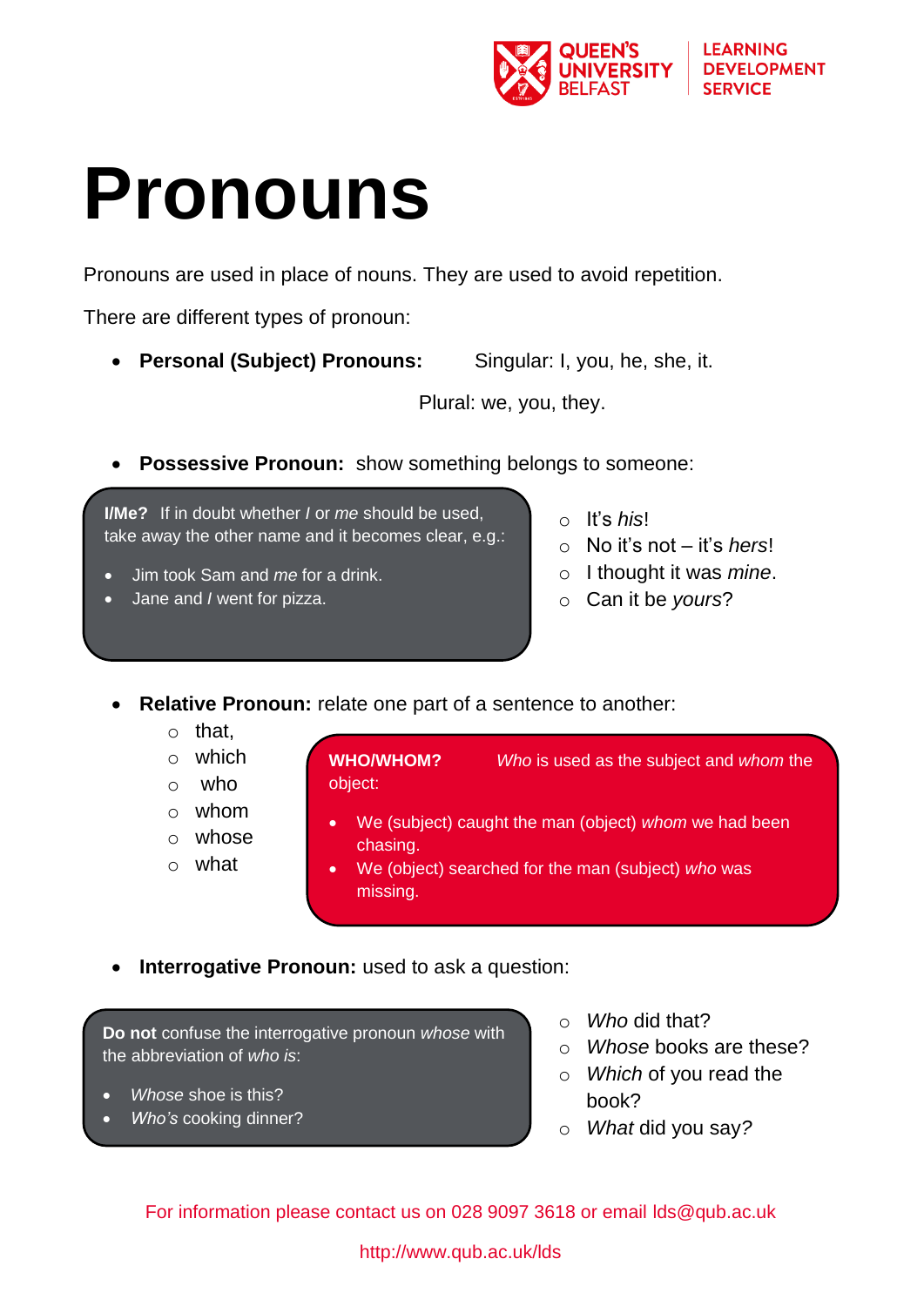# Pronouns

Pronouns are used in place of nouns. They are used to avoid repetition.

There are different types of pronoun:

- **Personal (Subject) Pronouns:** Singular: I, you, he, she, it.

  Plural: we, you, they.

- **Possessive Pronoun:** show something belongs to someone:

  - It's *his*!
  - No it's not – it's *hers*!
  - I thought it was *mine*.
  - Can it be *yours*?

**I/Me?** If in doubt whether *I* or *me* should be used, take away the other name and it becomes clear, e.g.:

- Jim took Sam and *me* for a drink.
- Jane and *I* went for pizza.

- **Relative Pronoun:** relate one part of a sentence to another:
  - that,
  - which
  - who
  - whom
  - whose
  - what

**WHO/WHOM?** *Who* is used as the subject and *whom* the object:

- We (subject) caught the man (object) *whom* we had been chasing.
- We (object) searched for the man (subject) *who* was missing.

- **Interrogative Pronoun:** used to ask a question:
  - *Who* did that?
  - *Whose* books are these?
  - *Which* of you read the book?
  - *What* did you say?

**Do not** confuse the interrogative pronoun *whose* with the abbreviation of *who is*:

- *Whose* shoe is this?
- *Who's* cooking dinner?

For information please contact us on 028 9097 3618 or email lds@qub.ac.uk

http://www.qub.ac.uk/lds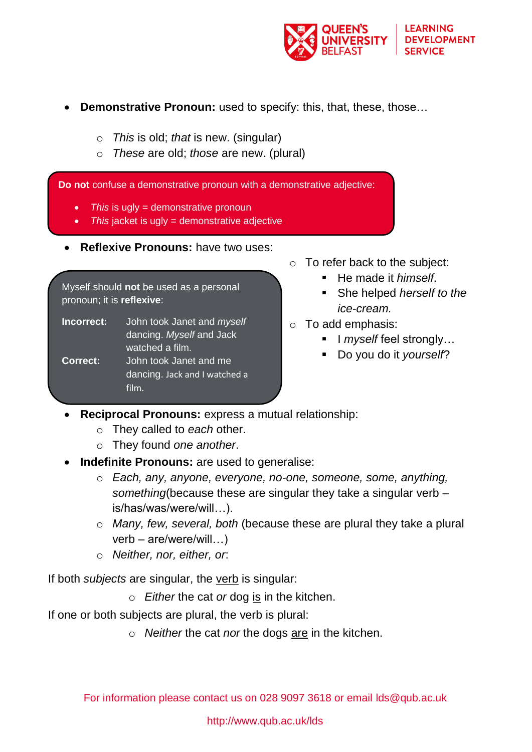- **Demonstrative Pronoun:** used to specify: this, that, these, those…
  - *This* is old; *that* is new. (singular)
  - *These* are old; *those* are new. (plural)

**Do not** confuse a demonstrative pronoun with a demonstrative adjective:

- *This* is ugly = demonstrative pronoun
- *This* jacket is ugly = demonstrative adjective

- **Reflexive Pronouns:** have two uses:
  - To refer back to the subject:
    - He made it *himself.*
    - She helped *herself to the ice-cream.*
  - To add emphasis:
    - I *myself* feel strongly…
    - Do you do it *yourself*?

Myself should **not** be used as a personal pronoun; it is **reflexive**:

**Incorrect:** John took Janet and *myself* dancing. *Myself* and Jack watched a film.

**Correct:** John took Janet and me dancing. Jack and I watched a film.

- **Reciprocal Pronouns:** express a mutual relationship:
  - They called to *each* other.
  - They found *one another*.
- **Indefinite Pronouns:** are used to generalise:
  - *Each, any, anyone, everyone, no-one, someone, some, anything, something*(because these are singular they take a singular verb – is/has/was/were/will…).
  - *Many, few, several, both* (because these are plural they take a plural verb – are/were/will…)
  - *Neither, nor, either, or*:

If both *subjects* are singular, the verb is singular:

- *Either* the cat *or* dog is in the kitchen.

If one or both subjects are plural, the verb is plural:

- *Neither* the cat *nor* the dogs are in the kitchen.